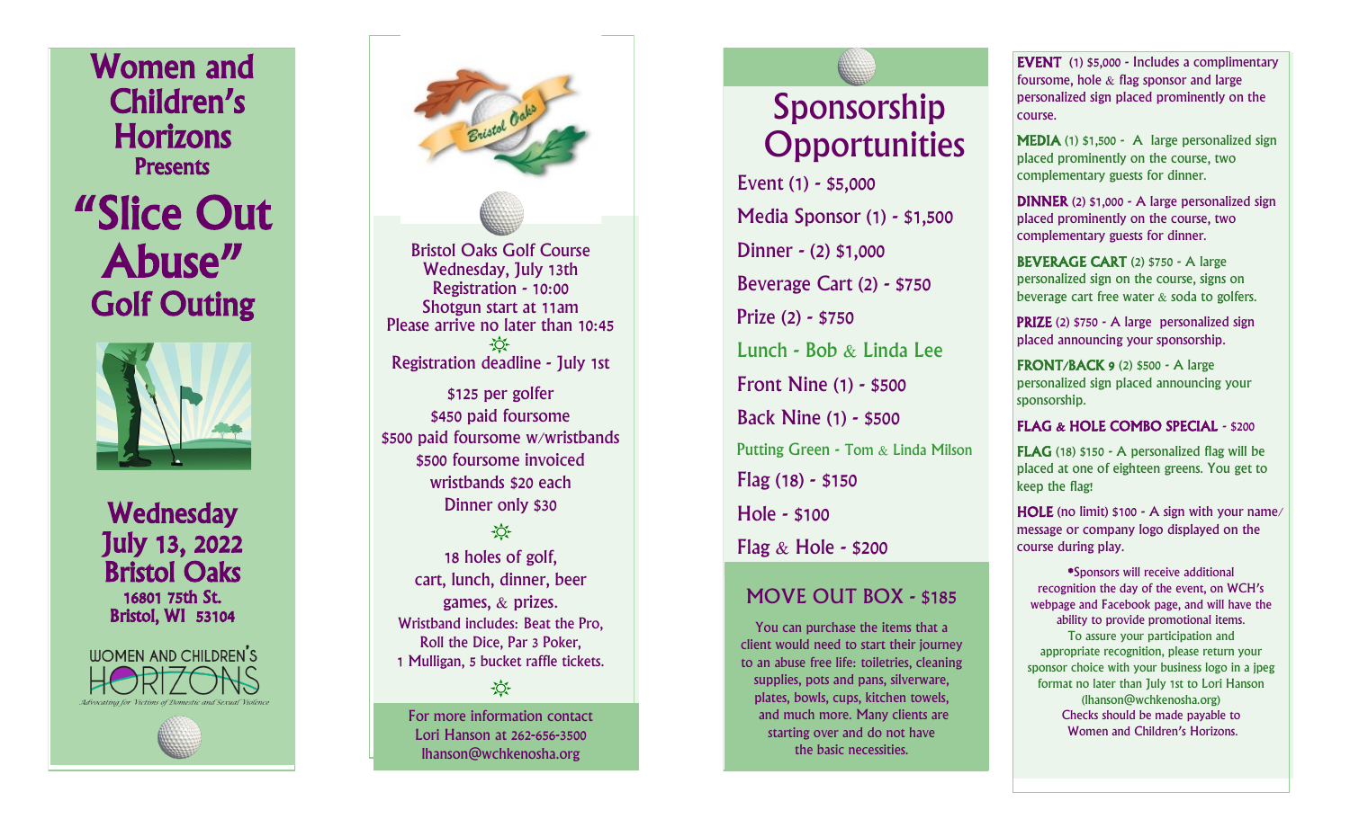# Women and Children's Horizons

Presents

# "Slice Out Abuse" Golf Outing

**Wednesday July 13, 2022**
**Bristol Oaks**
16801 75th St.
Bristol, WI 53104

WOMEN AND CHILDREN'S HORIZONS
*Advocating for Victims of Domestic and Sexual Violence*

---

Bristol Oaks Golf Course
Wednesday, July 13th
Registration - 10:00
Shotgun start at 11am
Please arrive no later than 10:45

Registration deadline - July 1st

$125 per golfer
$450 paid foursome
$500 paid foursome w/wristbands
$500 foursome invoiced
wristbands $20 each
Dinner only $30

18 holes of golf,
cart, lunch, dinner, beer
games, & prizes.
Wristband includes: Beat the Pro,
Roll the Dice, Par 3 Poker,
1 Mulligan, 5 bucket raffle tickets.

For more information contact
Lori Hanson at 262-656-3500
lhanson@wchkenosha.org

---

## Sponsorship Opportunities

- Event (1) - $5,000
- Media Sponsor (1) - $1,500
- Dinner - (2) $1,000
- Beverage Cart (2) - $750
- Prize (2) - $750
- Lunch - Bob & Linda Lee
- Front Nine (1) - $500
- Back Nine (1) - $500
- Putting Green - Tom & Linda Milson
- Flag (18) - $150
- Hole - $100
- Flag & Hole - $200

### MOVE OUT BOX - $185

You can purchase the items that a client would need to start their journey to an abuse free life: toiletries, cleaning supplies, pots and pans, silverware, plates, bowls, cups, kitchen towels, and much more. Many clients are starting over and do not have the basic necessities.

---

**EVENT** (1) $5,000 - Includes a complimentary foursome, hole & flag sponsor and large personalized sign placed prominently on the course.

**MEDIA** (1) $1,500 - A large personalized sign placed prominently on the course, two complementary guests for dinner.

**DINNER** (2) $1,000 - A large personalized sign placed prominently on the course, two complementary guests for dinner.

**BEVERAGE CART** (2) $750 - A large personalized sign on the course, signs on beverage cart free water & soda to golfers.

**PRIZE** (2) $750 - A large personalized sign placed announcing your sponsorship.

**FRONT/BACK 9** (2) $500 - A large personalized sign placed announcing your sponsorship.

**FLAG & HOLE COMBO SPECIAL** - $200

**FLAG** (18) $150 - A personalized flag will be placed at one of eighteen greens. You get to keep the flag!

**HOLE** (no limit) $100 - A sign with your name/ message or company logo displayed on the course during play.

•Sponsors will receive additional recognition the day of the event, on WCH's webpage and Facebook page, and will have the ability to provide promotional items.
To assure your participation and appropriate recognition, please return your sponsor choice with your business logo in a jpeg format no later than July 1st to Lori Hanson (lhanson@wchkenosha.org)
Checks should be made payable to Women and Children's Horizons.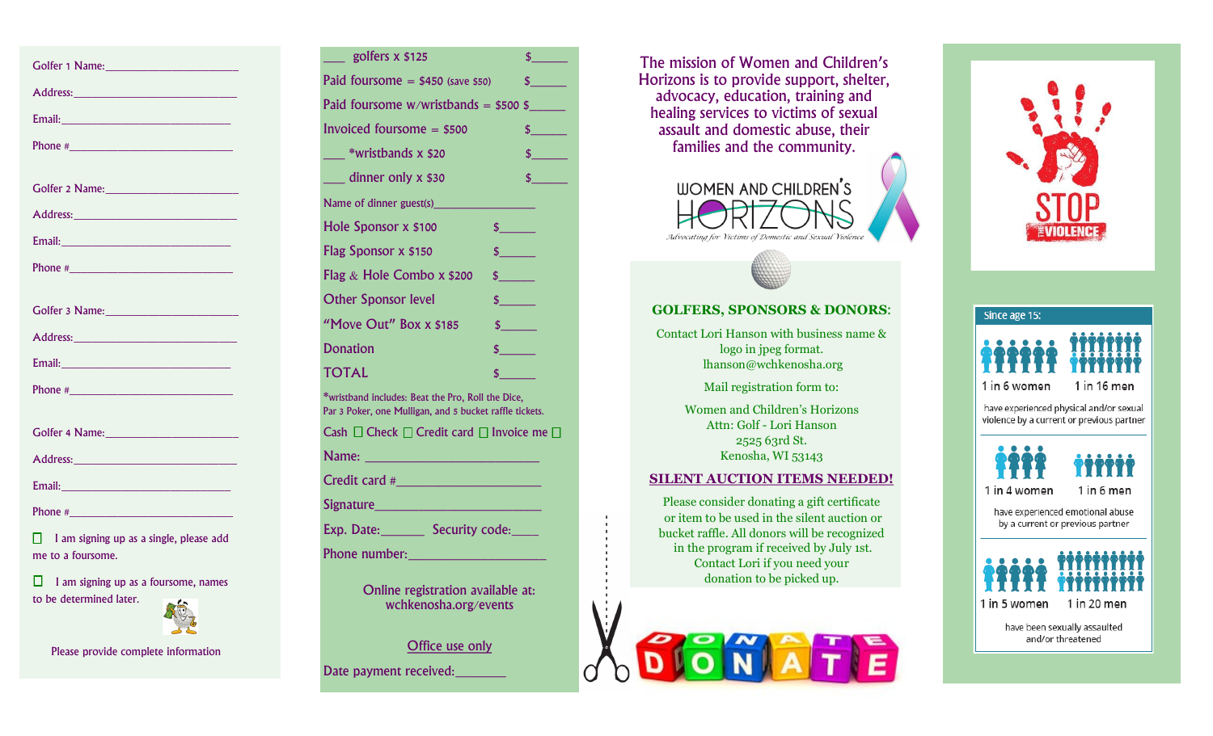Golfer 1 Name:_______________________

Address:_______________________

Email:_______________________

Phone #_______________________

Golfer 2 Name:_______________________

Address:_______________________

Email:_______________________

Phone #_______________________

Golfer 3 Name:_______________________

Address:_______________________

Email:_______________________

Phone #_______________________

Golfer 4 Name:_______________________

Address:_______________________

Email:_______________________

Phone #_______________________

☐ I am signing up as a single, please add me to a foursome.

☐ I am signing up as a foursome, names to be determined later.

Please provide complete information

___ golfers x $125 $______

Paid foursome = $450 (save $50) $______

Paid foursome w/wristbands = $500 $______

Invoiced foursome = $500 $______

___ *wristbands x $20 $______

___ dinner only x $30 $______

Name of dinner guest(s)_______________

Hole Sponsor x $100 $______

Flag Sponsor x $150 $______

Flag & Hole Combo x $200 $______

Other Sponsor level $______

"Move Out" Box x $185 $______

Donation $______

TOTAL $______

*wristband includes: Beat the Pro, Roll the Dice, Par 3 Poker, one Mulligan, and 5 bucket raffle tickets.

Cash ☐ Check ☐ Credit card ☐ Invoice me ☐

Name: _______________________

Credit card #_______________________

Signature_______________________

Exp. Date:______ Security code:____

Phone number:_______________________

Online registration available at: wchkenosha.org/events

Office use only

Date payment received:_______

The mission of Women and Children's Horizons is to provide support, shelter, advocacy, education, training and healing services to victims of sexual assault and domestic abuse, their families and the community.

WOMEN AND CHILDREN'S HORIZONS

*Advocating for Victims of Domestic and Sexual Violence*

**GOLFERS, SPONSORS & DONORS:**

Contact Lori Hanson with business name & logo in jpeg format.
lhanson@wchkenosha.org

Mail registration form to:

Women and Children's Horizons
Attn: Golf - Lori Hanson
2525 63rd St.
Kenosha, WI 53143

**SILENT AUCTION ITEMS NEEDED!**

Please consider donating a gift certificate or item to be used in the silent auction or bucket raffle. All donors will be recognized in the program if received by July 1st. Contact Lori if you need your donation to be picked up.

DONATE

STOP THE VIOLENCE

Since age 15:

1 in 6 women

1 in 16 men

have experienced physical and/or sexual violence by a current or previous partner

1 in 4 women

1 in 6 men

have experienced emotional abuse by a current or previous partner

1 in 5 women

1 in 20 men

have been sexually assaulted and/or threatened